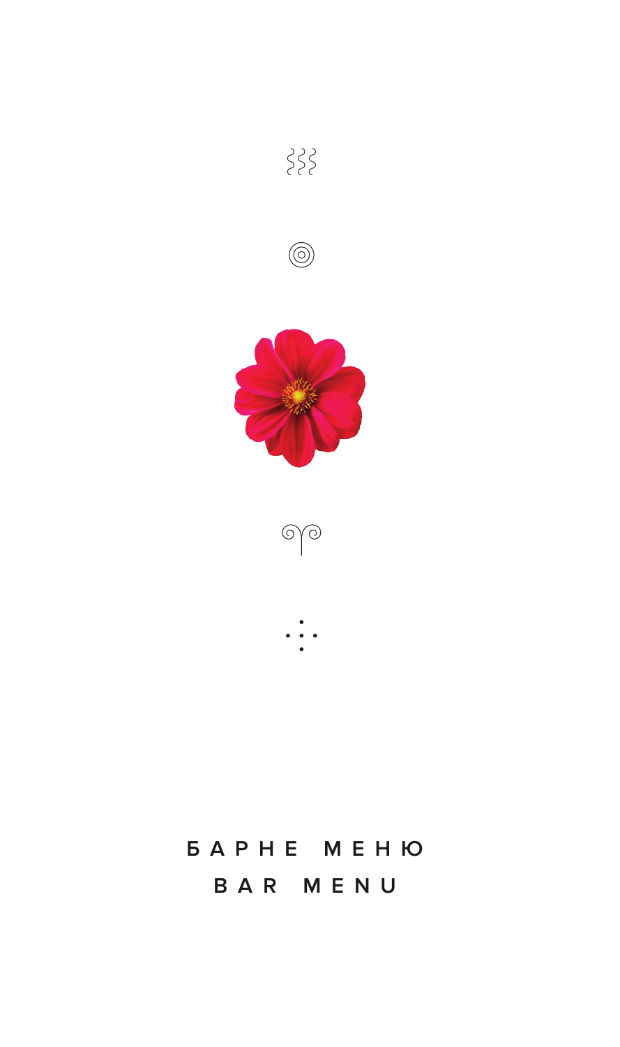# БАРНЕ МЕНЮ
# BAR MENU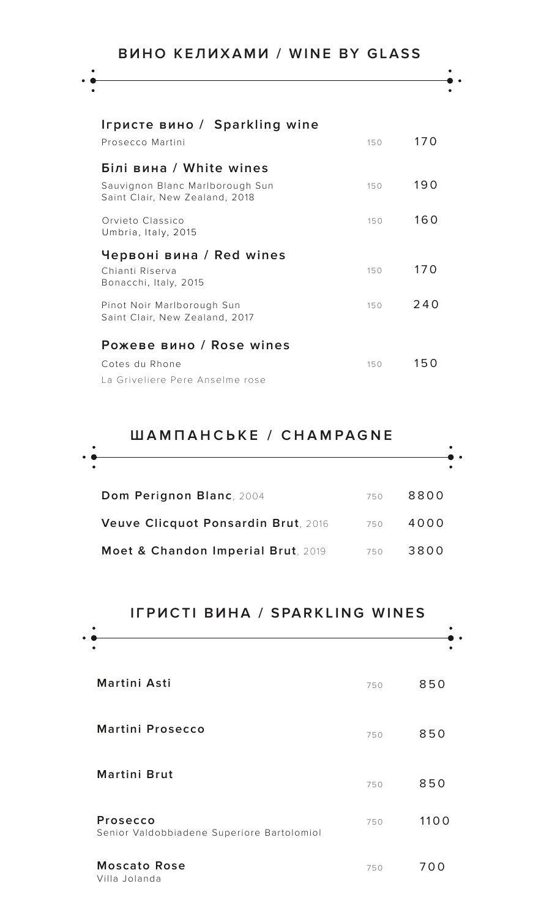## ВИНО КЕЛИХАМИ / WINE BY GLASS

### Игристе вино / Sparkling wine

| | | |
|---|---|---|
| Prosecco Martini | 150 | 170 |

### Білі вина / White wines

| | | |
|---|---|---|
| Sauvignon Blanc Marlborough Sun<br>Saint Clair, New Zealand, 2018 | 150 | 190 |
| Orvieto Classico<br>Umbria, Italy, 2015 | 150 | 160 |

### Червоні вина / Red wines

| | | |
|---|---|---|
| Chianti Riserva<br>Bonacchi, Italy, 2015 | 150 | 170 |
| Pinot Noir Marlborough Sun<br>Saint Clair, New Zealand, 2017 | 150 | 240 |

### Рожеве вино / Rose wines

| | | |
|---|---|---|
| Cotes du Rhone<br>La Griveliere Pere Anselme rose | 150 | 150 |

## ШАМПАНСЬКЕ / CHAMPAGNE

| | | |
|---|---|---|
| **Dom Perignon Blanc**, 2004 | 750 | 8800 |
| **Veuve Clicquot Ponsardin Brut**, 2016 | 750 | 4000 |
| **Moet & Chandon Imperial Brut**, 2019 | 750 | 3800 |

## ІГРИСТІ ВИНА / SPARKLING WINES

| | | |
|---|---|---|
| **Martini Asti** | 750 | 850 |
| **Martini Prosecco** | 750 | 850 |
| **Martini Brut** | 750 | 850 |
| **Prosecco**<br>Senior Valdobbiadene Superiore Bartolomiol | 750 | 1100 |
| **Moscato Rose**<br>Villa Jolanda | 750 | 700 |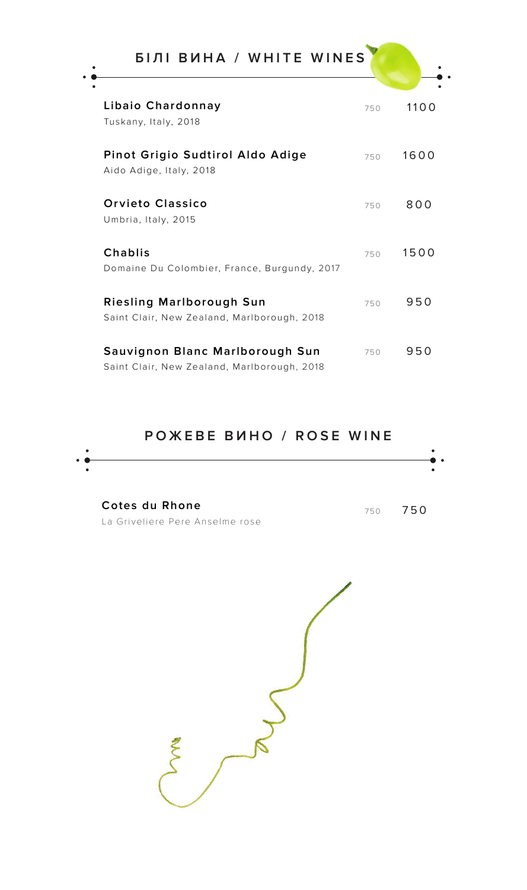## БІЛІ ВИНА / WHITE WINES

**Libaio Chardonnay** 750 1100
Tuskany, Italy, 2018

**Pinot Grigio Sudtirol Aldo Adige** 750 1600
Aido Adige, Italy, 2018

**Orvieto Classico** 750 800
Umbria, Italy, 2015

**Chablis** 750 1500
Domaine Du Colombier, France, Burgundy, 2017

**Riesling Marlborough Sun** 750 950
Saint Clair, New Zealand, Marlborough, 2018

**Sauvignon Blanc Marlborough Sun** 750 950
Saint Clair, New Zealand, Marlborough, 2018

## РОЖЕВЕ ВИНО / ROSE WINE

**Cotes du Rhone** 750 750
La Griveliere Pere Anselme rose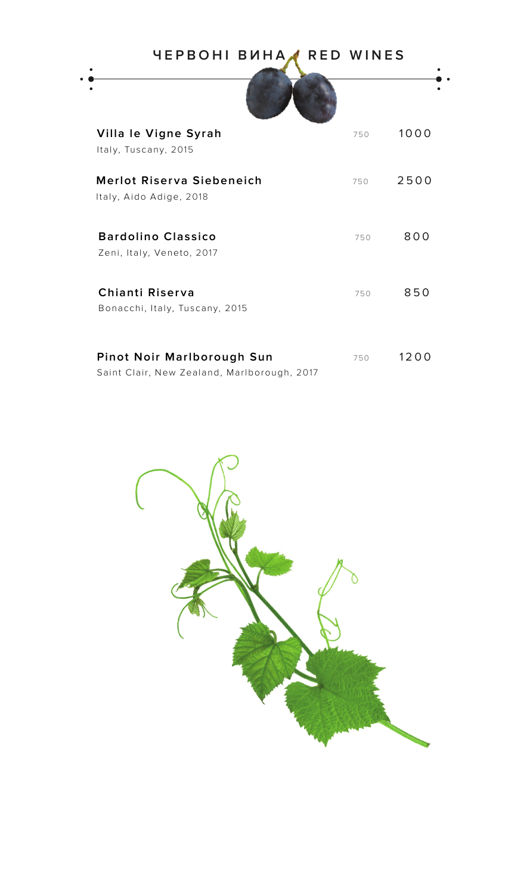## ЧЕРВОНІ ВИНА RED WINES

| Wine | Volume | Price |
|---|---|---|
| **Villa le Vigne Syrah**<br>Italy, Tuscany, 2015 | 750 | 1000 |
| **Merlot Riserva Siebeneich**<br>Italy, Aido Adige, 2018 | 750 | 2500 |
| **Bardolino Classico**<br>Zeni, Italy, Veneto, 2017 | 750 | 800 |
| **Chianti Riserva**<br>Bonacchi, Italy, Tuscany, 2015 | 750 | 850 |
| **Pinot Noir Marlborough Sun**<br>Saint Clair, New Zealand, Marlborough, 2017 | 750 | 1200 |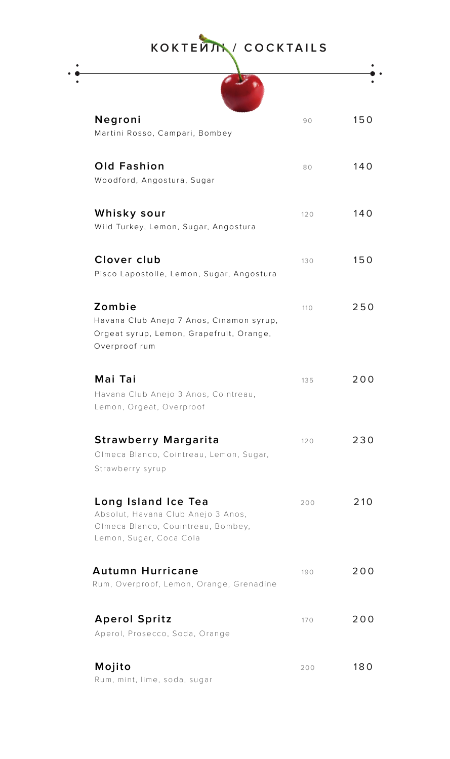# КОКТЕЙЛИ / COCKTAILS

**Negroni** — 90 — 150
Martini Rosso, Campari, Bombey

**Old Fashion** — 80 — 140
Woodford, Angostura, Sugar

**Whisky sour** — 120 — 140
Wild Turkey, Lemon, Sugar, Angostura

**Clover club** — 130 — 150
Pisco Lapostolle, Lemon, Sugar, Angostura

**Zombie** — 110 — 250
Havana Club Anejo 7 Anos, Cinamon syrup, Orgeat syrup, Lemon, Grapefruit, Orange, Overproof rum

**Mai Tai** — 135 — 200
Havana Club Anejo 3 Anos, Cointreau, Lemon, Orgeat, Overproof

**Strawberry Margarita** — 120 — 230
Olmeca Blanco, Cointreau, Lemon, Sugar, Strawberry syrup

**Long Island Ice Tea** — 200 — 210
Absolut, Havana Club Anejo 3 Anos, Olmeca Blanco, Couintreau, Bombey, Lemon, Sugar, Coca Cola

**Autumn Hurricane** — 190 — 200
Rum, Overproof, Lemon, Orange, Grenadine

**Aperol Spritz** — 170 — 200
Aperol, Prosecco, Soda, Orange

**Mojito** — 200 — 180
Rum, mint, lime, soda, sugar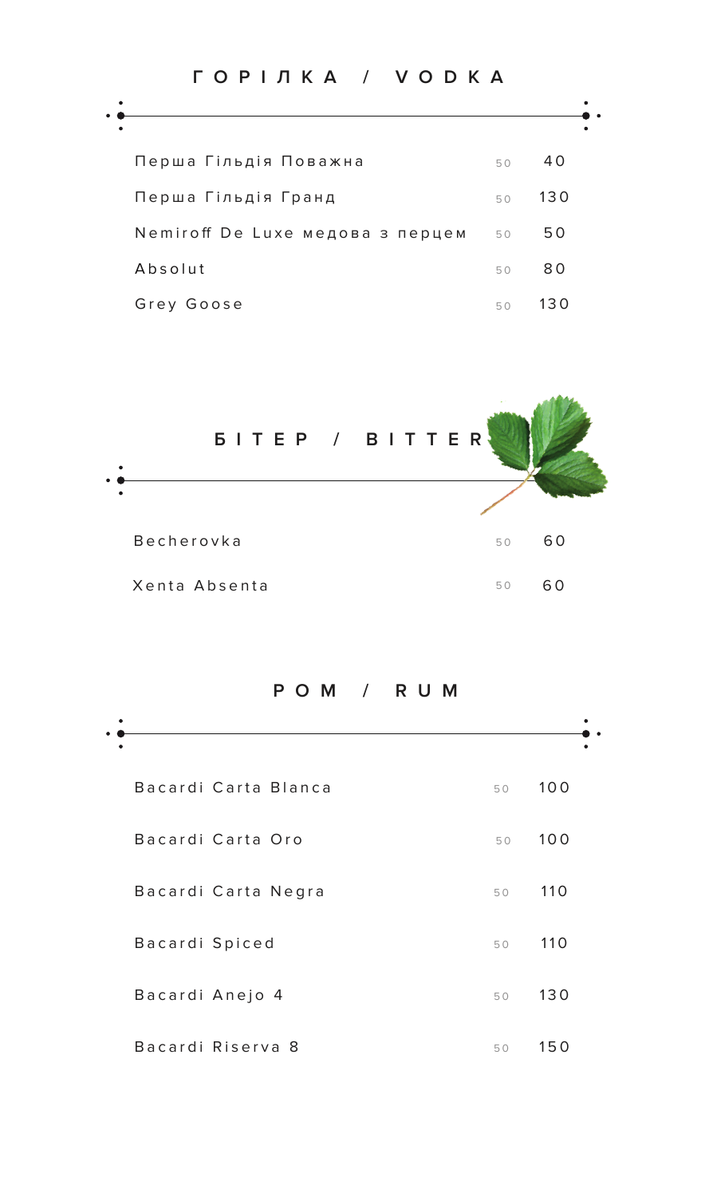## ГОРІЛКА / VODKA

| | | |
|---|---|---|
| Перша Гільдія Поважна | 50 | 40 |
| Перша Гільдія Гранд | 50 | 130 |
| Nemiroff De Luxe медова з перцем | 50 | 50 |
| Absolut | 50 | 80 |
| Grey Goose | 50 | 130 |

## БІТЕР / BITTER

| | | |
|---|---|---|
| Becherovka | 50 | 60 |
| Xenta Absenta | 50 | 60 |

## РОМ / RUM

| | | |
|---|---|---|
| Bacardi Carta Blanca | 50 | 100 |
| Bacardi Carta Oro | 50 | 100 |
| Bacardi Carta Negra | 50 | 110 |
| Bacardi Spiced | 50 | 110 |
| Bacardi Anejo 4 | 50 | 130 |
| Bacardi Riserva 8 | 50 | 150 |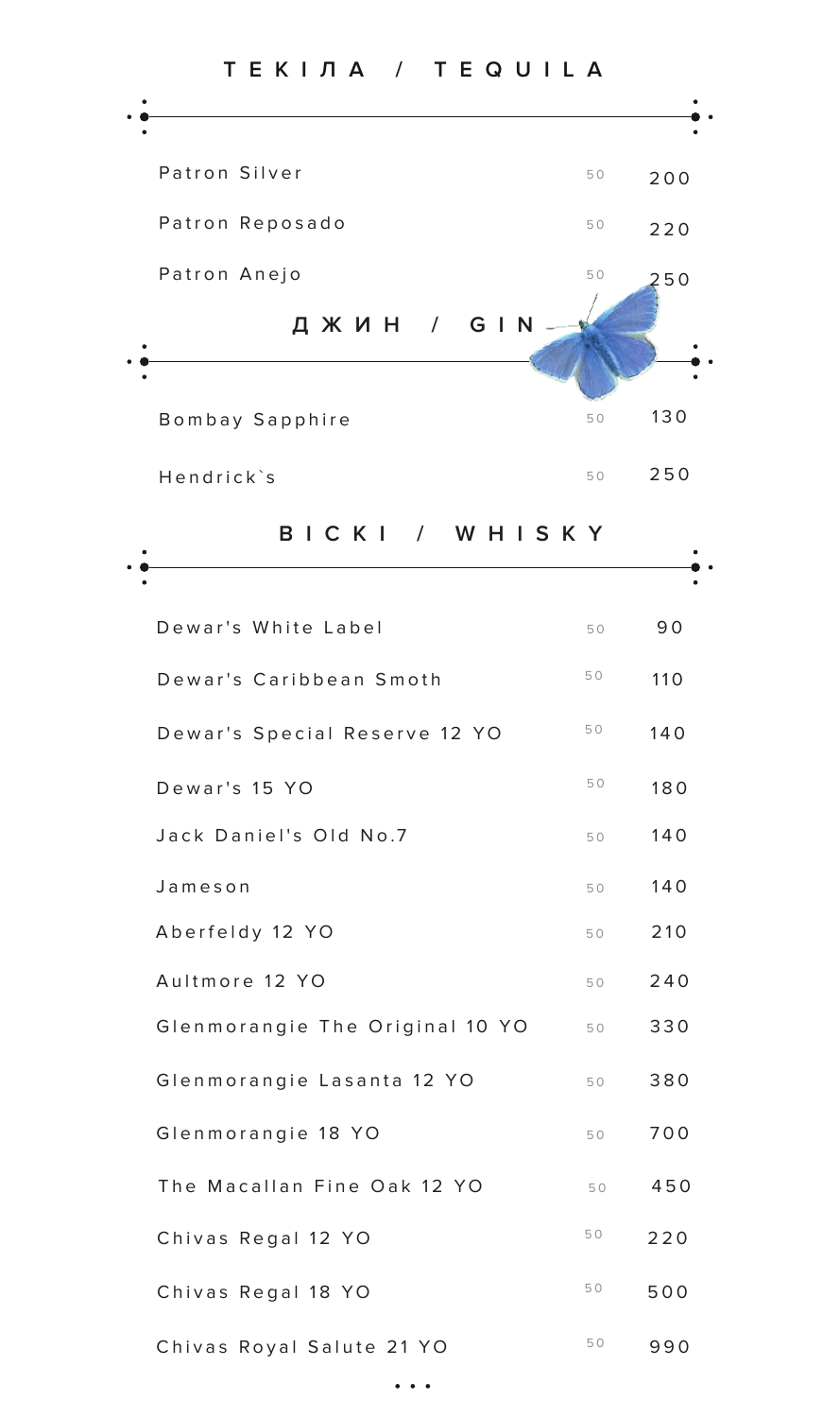## ТЕКІЛА / TEQUILA

| | | |
|---|---|---|
| Patron Silver | 50 | 200 |
| Patron Reposado | 50 | 220 |
| Patron Anejo | 50 | 250 |

## ДЖИН / GIN

| | | |
|---|---|---|
| Bombay Sapphire | 50 | 130 |
| Hendrick`s | 50 | 250 |

## ВІСКІ / WHISKY

| | | |
|---|---|---|
| Dewar's White Label | 50 | 90 |
| Dewar's Caribbean Smoth | 50 | 110 |
| Dewar's Special Reserve 12 YO | 50 | 140 |
| Dewar's 15 YO | 50 | 180 |
| Jack Daniel's Old No.7 | 50 | 140 |
| Jameson | 50 | 140 |
| Aberfeldy 12 YO | 50 | 210 |
| Aultmore 12 YO | 50 | 240 |
| Glenmorangie The Original 10 YO | 50 | 330 |
| Glenmorangie Lasanta 12 YO | 50 | 380 |
| Glenmorangie 18 YO | 50 | 700 |
| The Macallan Fine Oak 12 YO | 50 | 450 |
| Chivas Regal 12 YO | 50 | 220 |
| Chivas Regal 18 YO | 50 | 500 |
| Chivas Royal Salute 21 YO | 50 | 990 |

...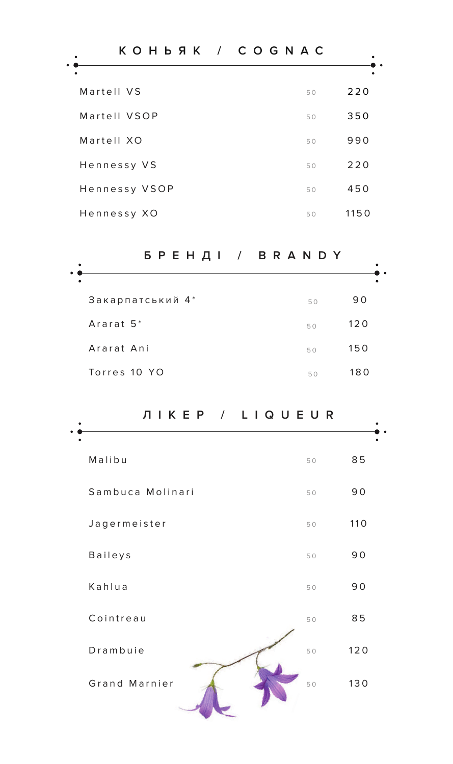## КОНЬЯК / COGNAC

| | | |
|---|---|---|
| Martell VS | 50 | 220 |
| Martell VSOP | 50 | 350 |
| Martell XO | 50 | 990 |
| Hennessy VS | 50 | 220 |
| Hennessy VSOP | 50 | 450 |
| Hennessy XO | 50 | 1150 |

## БРЕНДІ / BRANDY

| | | |
|---|---|---|
| Закарпатський 4* | 50 | 90 |
| Ararat 5* | 50 | 120 |
| Ararat Ani | 50 | 150 |
| Torres 10 YO | 50 | 180 |

## ЛІКЕР / LIQUEUR

| | | |
|---|---|---|
| Malibu | 50 | 85 |
| Sambuca Molinari | 50 | 90 |
| Jagermeister | 50 | 110 |
| Baileys | 50 | 90 |
| Kahlua | 50 | 90 |
| Cointreau | 50 | 85 |
| Drambuie | 50 | 120 |
| Grand Marnier | 50 | 130 |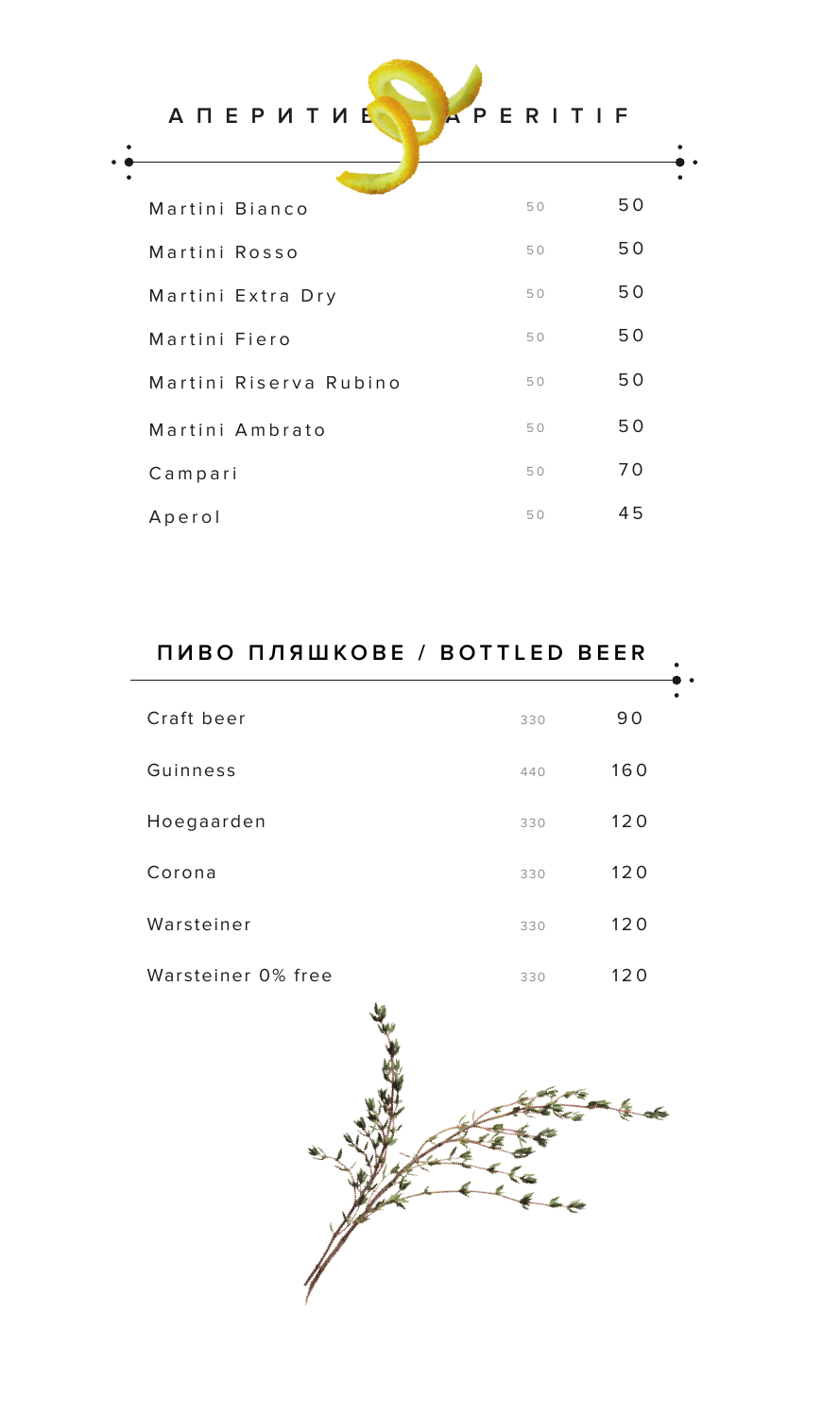## АПЕРИТИВ / APERITIF

| | | |
|---|---|---|
| Martini Bianco | 50 | 50 |
| Martini Rosso | 50 | 50 |
| Martini Extra Dry | 50 | 50 |
| Martini Fiero | 50 | 50 |
| Martini Riserva Rubino | 50 | 50 |
| Martini Ambrato | 50 | 50 |
| Campari | 50 | 70 |
| Aperol | 50 | 45 |

## ПИВО ПЛЯШКОВЕ / BOTTLED BEER

| | | |
|---|---|---|
| Craft beer | 330 | 90 |
| Guinness | 440 | 160 |
| Hoegaarden | 330 | 120 |
| Corona | 330 | 120 |
| Warsteiner | 330 | 120 |
| Warsteiner 0% free | 330 | 120 |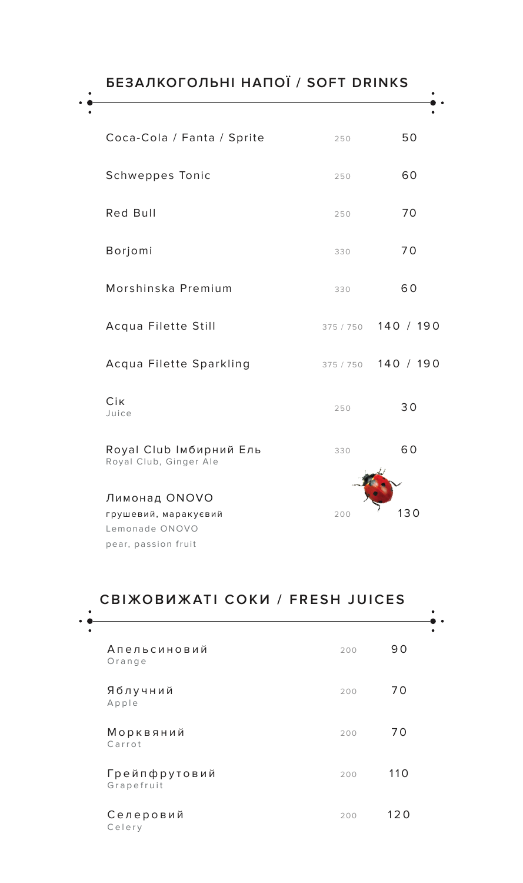## БЕЗАЛКОГОЛЬНІ НАПОЇ / SOFT DRINKS

| | | |
|---|---|---|
| Coca-Cola / Fanta / Sprite | 250 | 50 |
| Schweppes Tonic | 250 | 60 |
| Red Bull | 250 | 70 |
| Borjomi | 330 | 70 |
| Morshinska Premium | 330 | 60 |
| Acqua Filette Still | 375 / 750 | 140 / 190 |
| Acqua Filette Sparkling | 375 / 750 | 140 / 190 |
| Сік<br>Juice | 250 | 30 |
| Royal Club Імбирний Ель<br>Royal Club, Ginger Ale | 330 | 60 |
| Лимонад ONOVO<br>грушевий, маракуєвий<br>Lemonade ONOVO<br>pear, passion fruit | 200 | 130 |

## СВІЖОВИЖАТІ СОКИ / FRESH JUICES

| | | |
|---|---|---|
| Апельсиновий<br>Orange | 200 | 90 |
| Яблучний<br>Apple | 200 | 70 |
| Морквяний<br>Carrot | 200 | 70 |
| Грейпфрутовий<br>Grapefruit | 200 | 110 |
| Селеровий<br>Celery | 200 | 120 |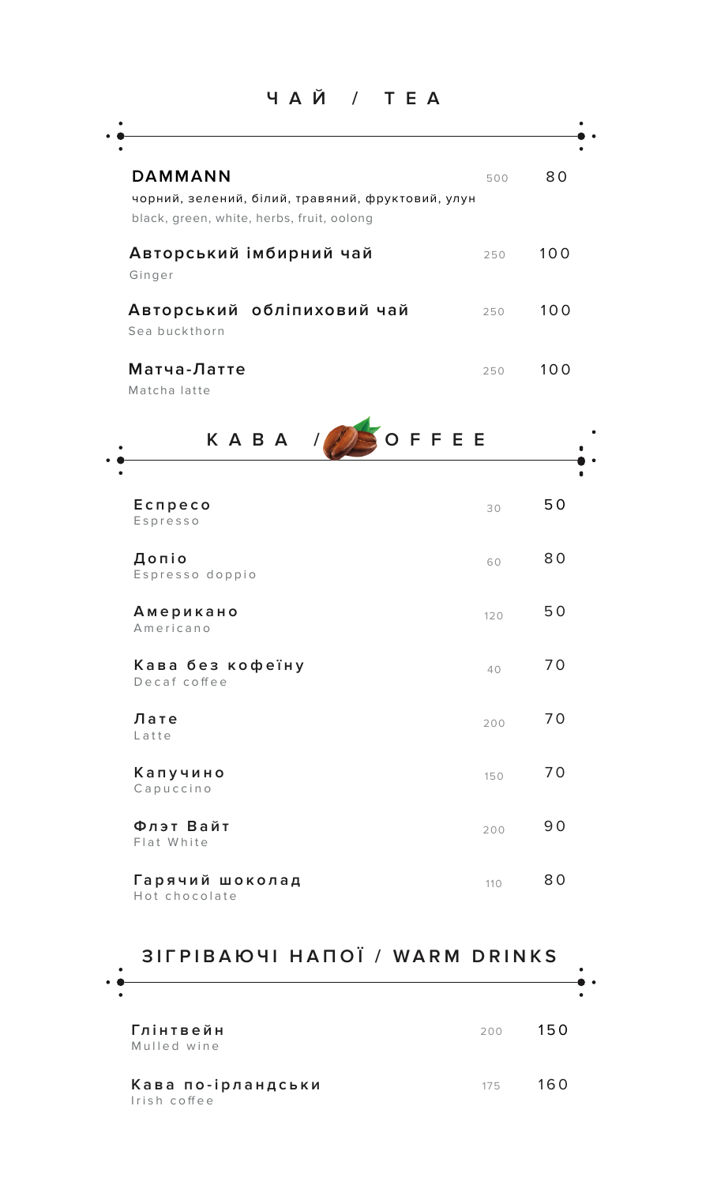## ЧАЙ / TEA

| | | |
|---|---|---|
| **DAMMANN**<br>чорний, зелений, білий, травяний, фруктовий, улун<br>black, green, white, herbs, fruit, oolong | 500 | 80 |
| **Авторський імбирний чай**<br>Ginger | 250 | 100 |
| **Авторський обліпиховий чай**<br>Sea buckthorn | 250 | 100 |
| **Матча-Латте**<br>Matcha latte | 250 | 100 |

## КАВА / COFFEE

| | | |
|---|---|---|
| **Еспресо**<br>Espresso | 30 | 50 |
| **Допіо**<br>Espresso doppio | 60 | 80 |
| **Американо**<br>Americano | 120 | 50 |
| **Кава без кофеїну**<br>Decaf coffee | 40 | 70 |
| **Лате**<br>Latte | 200 | 70 |
| **Капучино**<br>Capuccino | 150 | 70 |
| **Флэт Вайт**<br>Flat White | 200 | 90 |
| **Гарячий шоколад**<br>Hot chocolate | 110 | 80 |

## ЗІГРІВАЮЧІ НАПОЇ / WARM DRINKS

| | | |
|---|---|---|
| **Глінтвейн**<br>Mulled wine | 200 | 150 |
| **Кава по-ірландськи**<br>Irish coffee | 175 | 160 |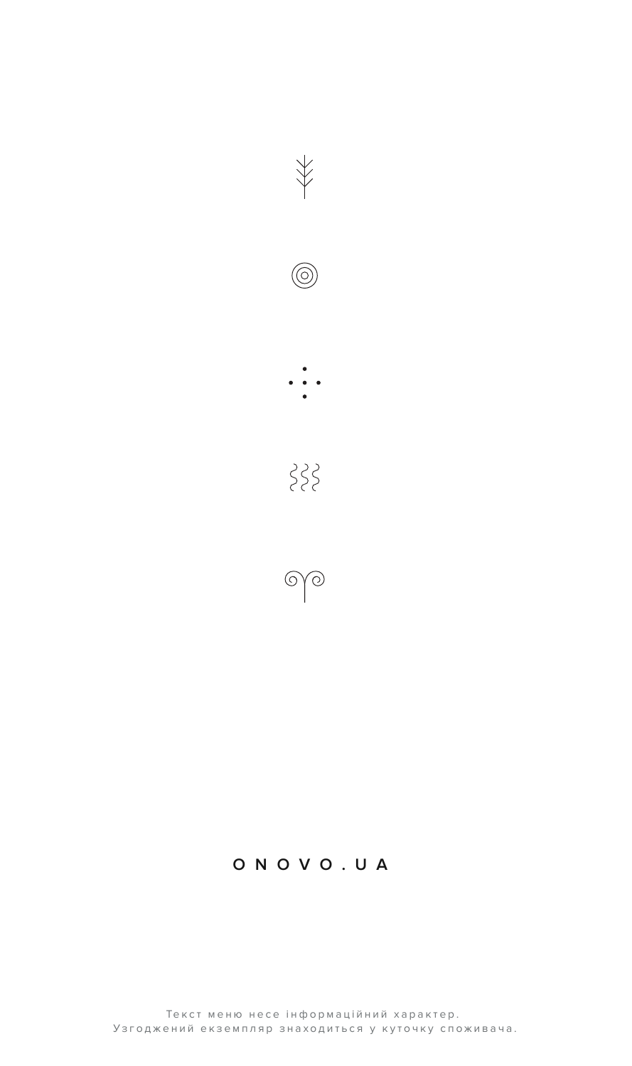ONOVO.UA

Текст меню несе інформаційний характер.
Узгоджений екземпляр знаходиться у куточку споживача.